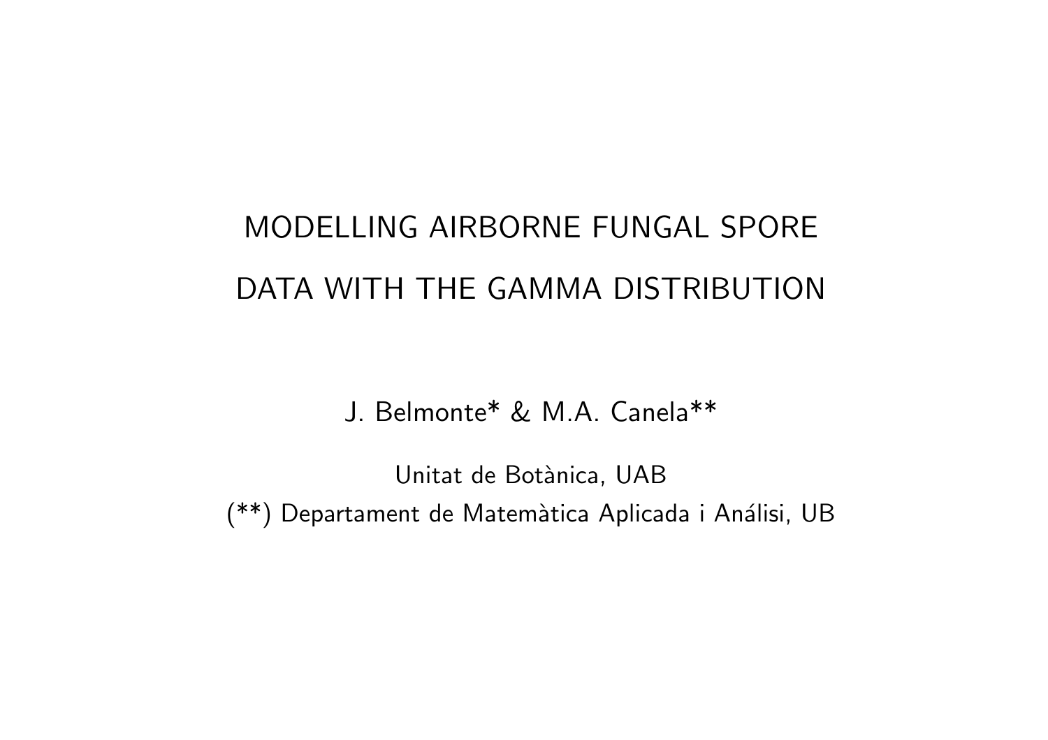# MODELLING AIRBORNE FUNGAL SPORE DATA WITH THE GAMMA DISTRIBUTION

J. Belmonte* & M.A. Canela**

Unitat de Botànica, UAB

(**) Departament de Matemàtica Aplicada i Análisi, UB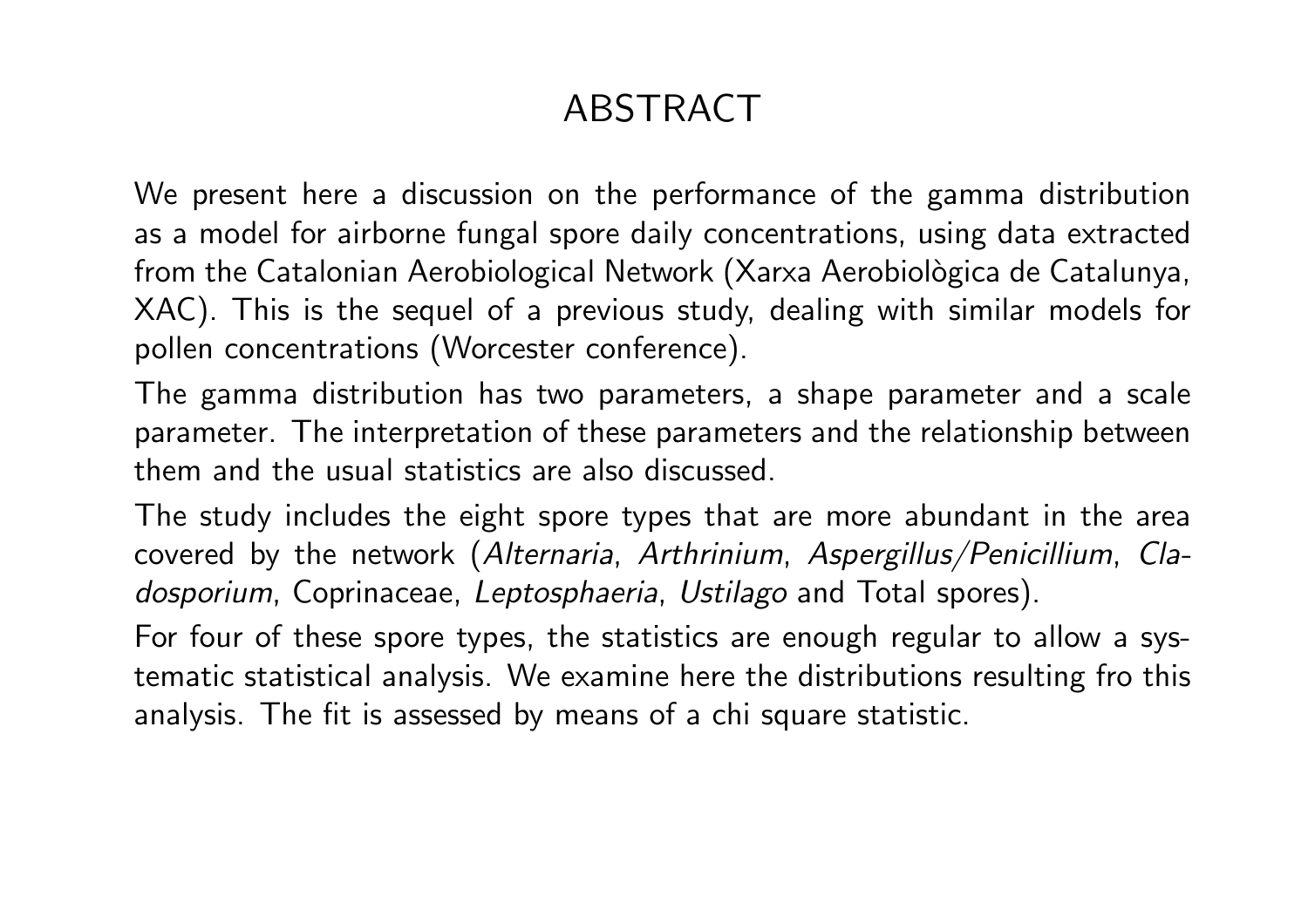# ABSTRACT

We present here a discussion on the performance of the gamma distribution as a model for airborne fungal spore daily concentrations, using data extracted from the Catalonian Aerobiological Network (Xarxa Aerobiològica de Catalunya, XAC). This is the sequel of a previous study, dealing with similar models for pollen concentrations (Worcester conference).

The gamma distribution has two parameters, a shape parameter and a scale parameter. The interpretation of these parameters and the relationship between them and the usual statistics are also discussed.

The study includes the eight spore types that are more abundant in the area covered by the network (*Alternaria*, *Arthrinium*, *Aspergillus/Penicillium*, *Cladosporium*, Coprinaceae, *Leptosphaeria*, *Ustilago* and Total spores).

For four of these spore types, the statistics are enough regular to allow a systematic statistical analysis. We examine here the distributions resulting fro this analysis. The fit is assessed by means of a chi square statistic.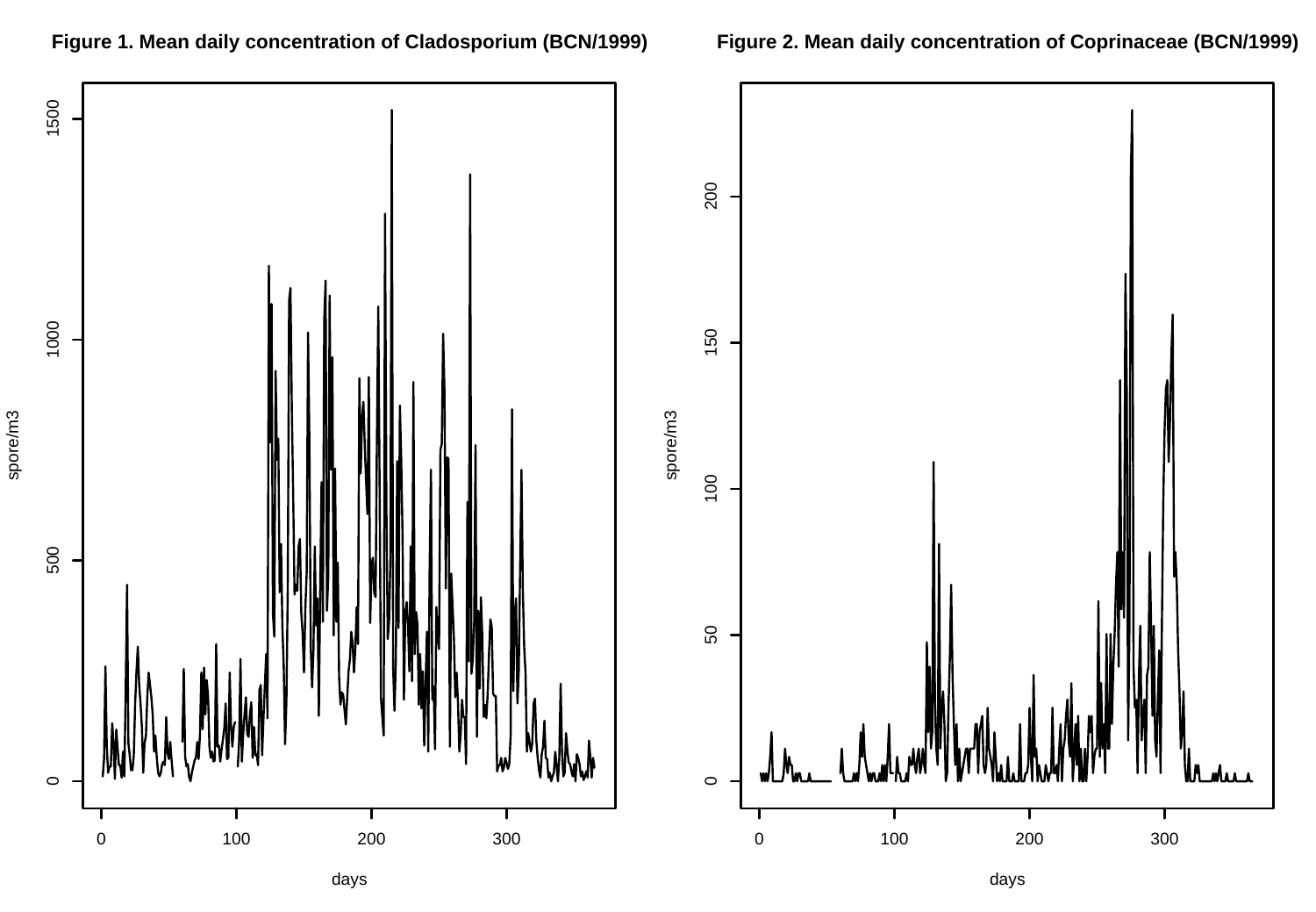**Figure 1. Mean daily concentration of Cladosporium (BCN/1999)**

**Figure 2. Mean daily concentration of Coprinaceae (BCN/1999)**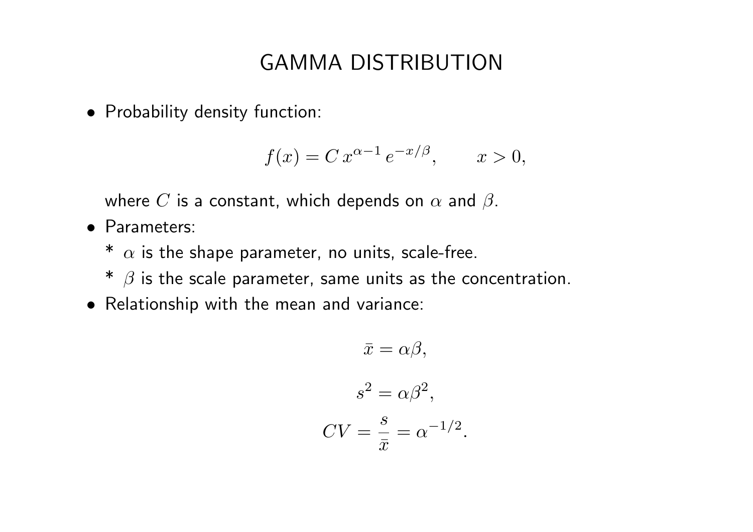# GAMMA DISTRIBUTION

- Probability density function:

$$f(x) = C\, x^{\alpha-1}\, e^{-x/\beta}, \qquad x > 0,$$

  where $C$ is a constant, which depends on $\alpha$ and $\beta$.

- Parameters:

  * $\alpha$ is the shape parameter, no units, scale-free.

  * $\beta$ is the scale parameter, same units as the concentration.

- Relationship with the mean and variance:

$$\bar{x} = \alpha\beta,$$

$$s^2 = \alpha\beta^2,$$

$$CV = \frac{s}{\bar{x}} = \alpha^{-1/2}.$$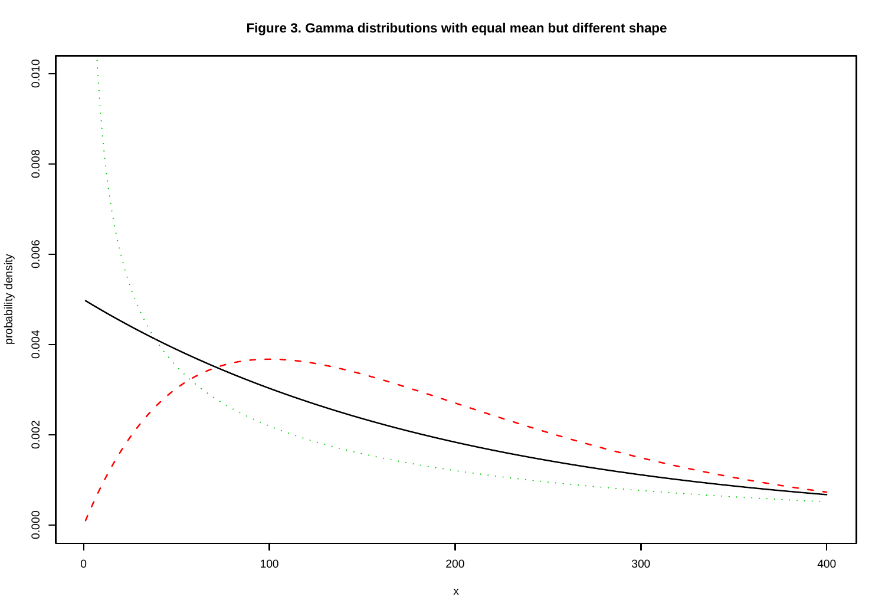**Figure 3. Gamma distributions with equal mean but different shape**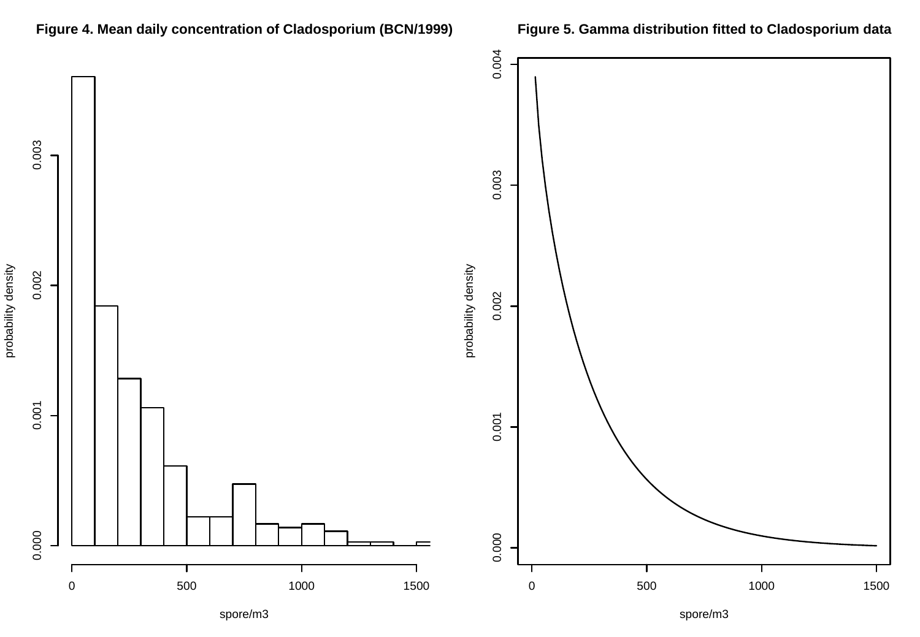**Figure 4. Mean daily concentration of Cladosporium (BCN/1999)**

**Figure 5. Gamma distribution fitted to Cladosporium data**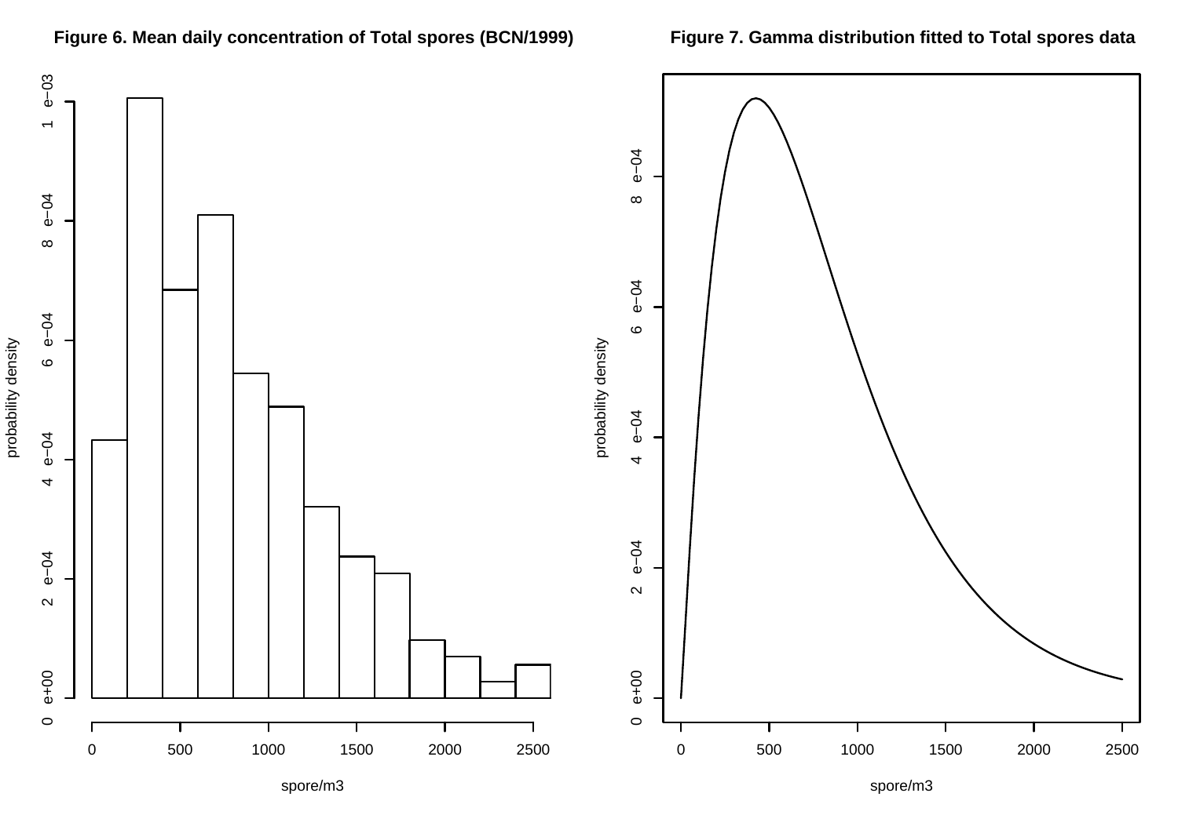**Figure 6. Mean daily concentration of Total spores (BCN/1999)**

**Figure 7. Gamma distribution fitted to Total spores data**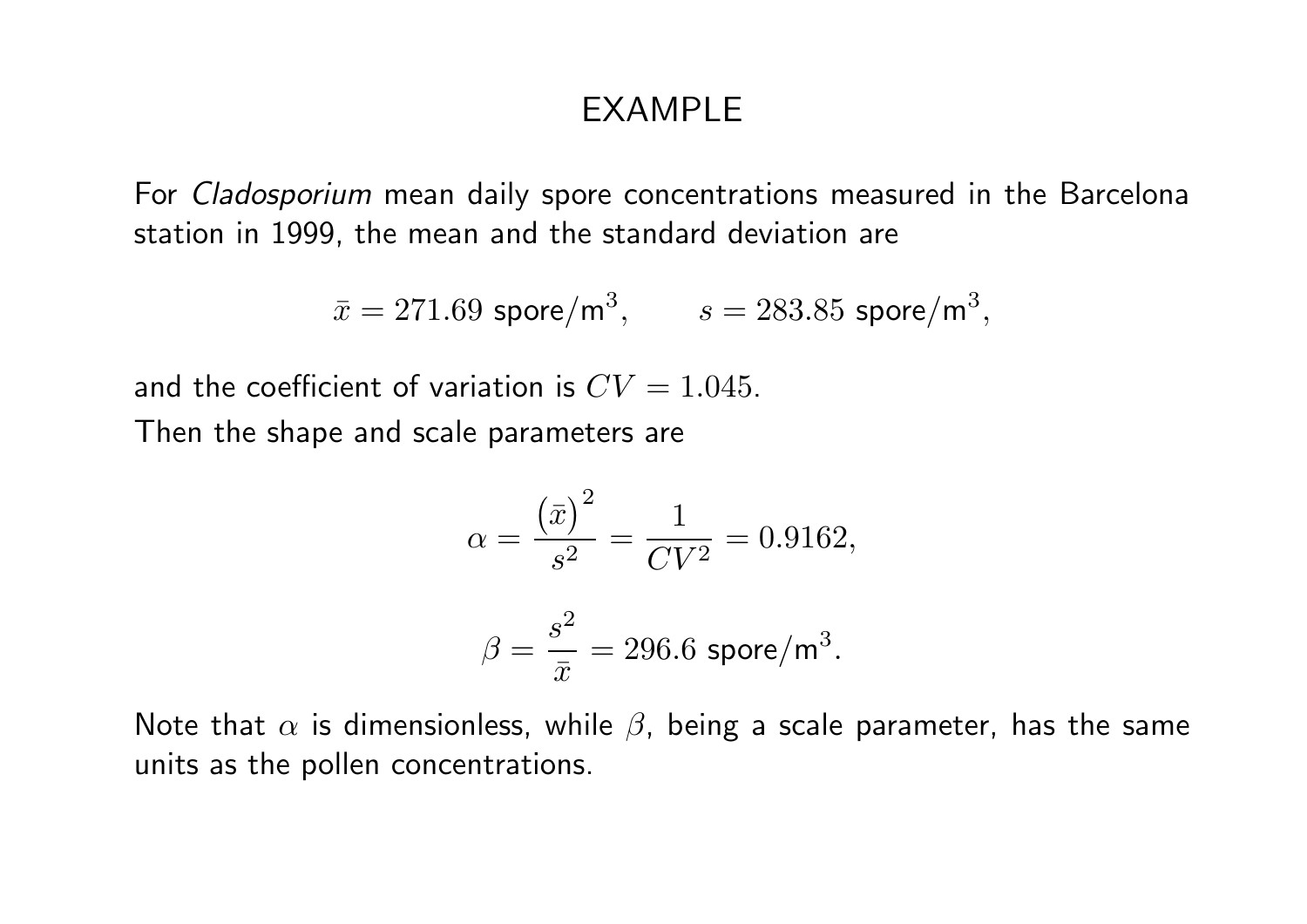# EXAMPLE

For *Cladosporium* mean daily spore concentrations measured in the Barcelona station in 1999, the mean and the standard deviation are

$$\bar{x} = 271.69 \text{ spore/m}^3, \qquad s = 283.85 \text{ spore/m}^3,$$

and the coefficient of variation is $CV = 1.045$.

Then the shape and scale parameters are

$$\alpha = \frac{(\bar{x})^2}{s^2} = \frac{1}{CV^2} = 0.9162,$$

$$\beta = \frac{s^2}{\bar{x}} = 296.6 \text{ spore/m}^3.$$

Note that $\alpha$ is dimensionless, while $\beta$, being a scale parameter, has the same units as the pollen concentrations.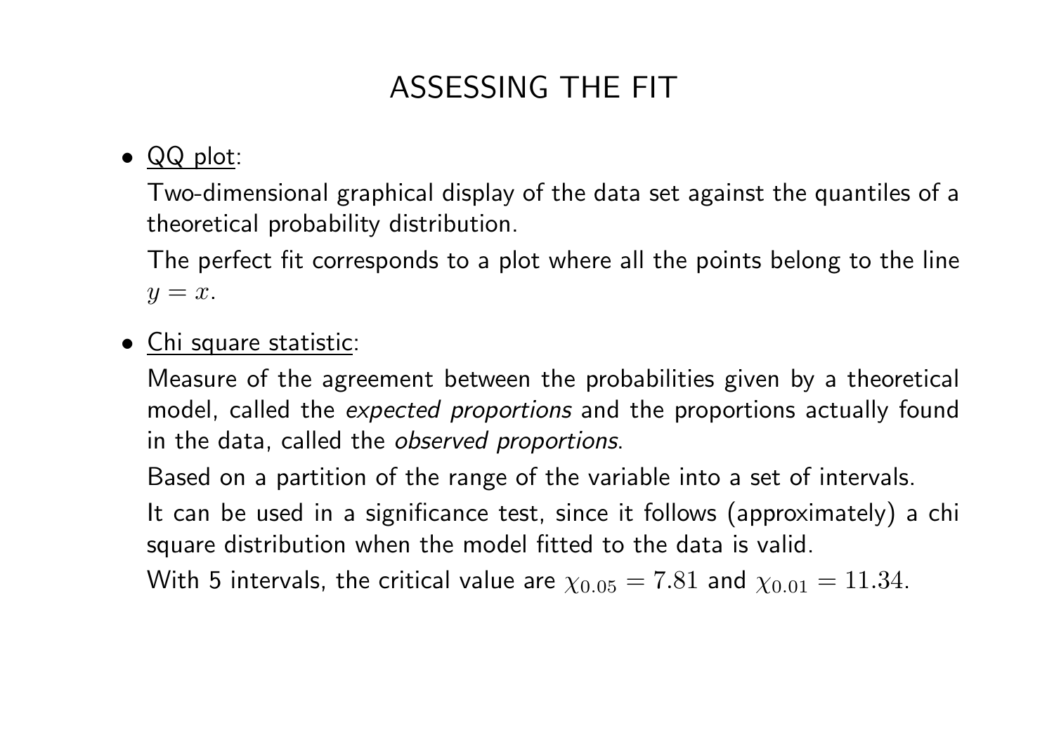# ASSESSING THE FIT

- <u>QQ plot</u>:

  Two-dimensional graphical display of the data set against the quantiles of a theoretical probability distribution.

  The perfect fit corresponds to a plot where all the points belong to the line $y = x$.

- <u>Chi square statistic</u>:

  Measure of the agreement between the probabilities given by a theoretical model, called the *expected proportions* and the proportions actually found in the data, called the *observed proportions*.

  Based on a partition of the range of the variable into a set of intervals.

  It can be used in a significance test, since it follows (approximately) a chi square distribution when the model fitted to the data is valid.

  With 5 intervals, the critical value are $\chi_{0.05} = 7.81$ and $\chi_{0.01} = 11.34$.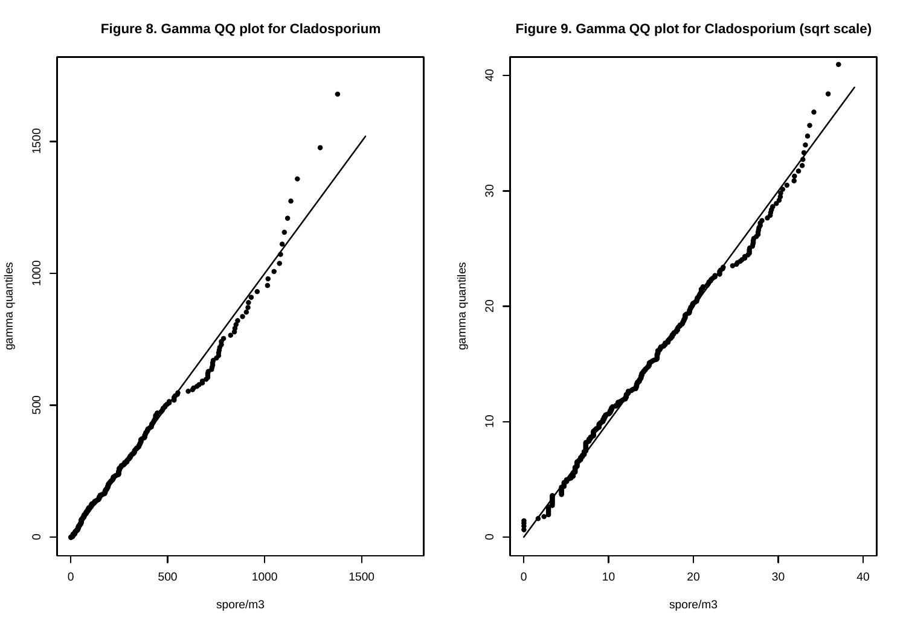**Figure 8. Gamma QQ plot for Cladosporium**

**Figure 9. Gamma QQ plot for Cladosporium (sqrt scale)**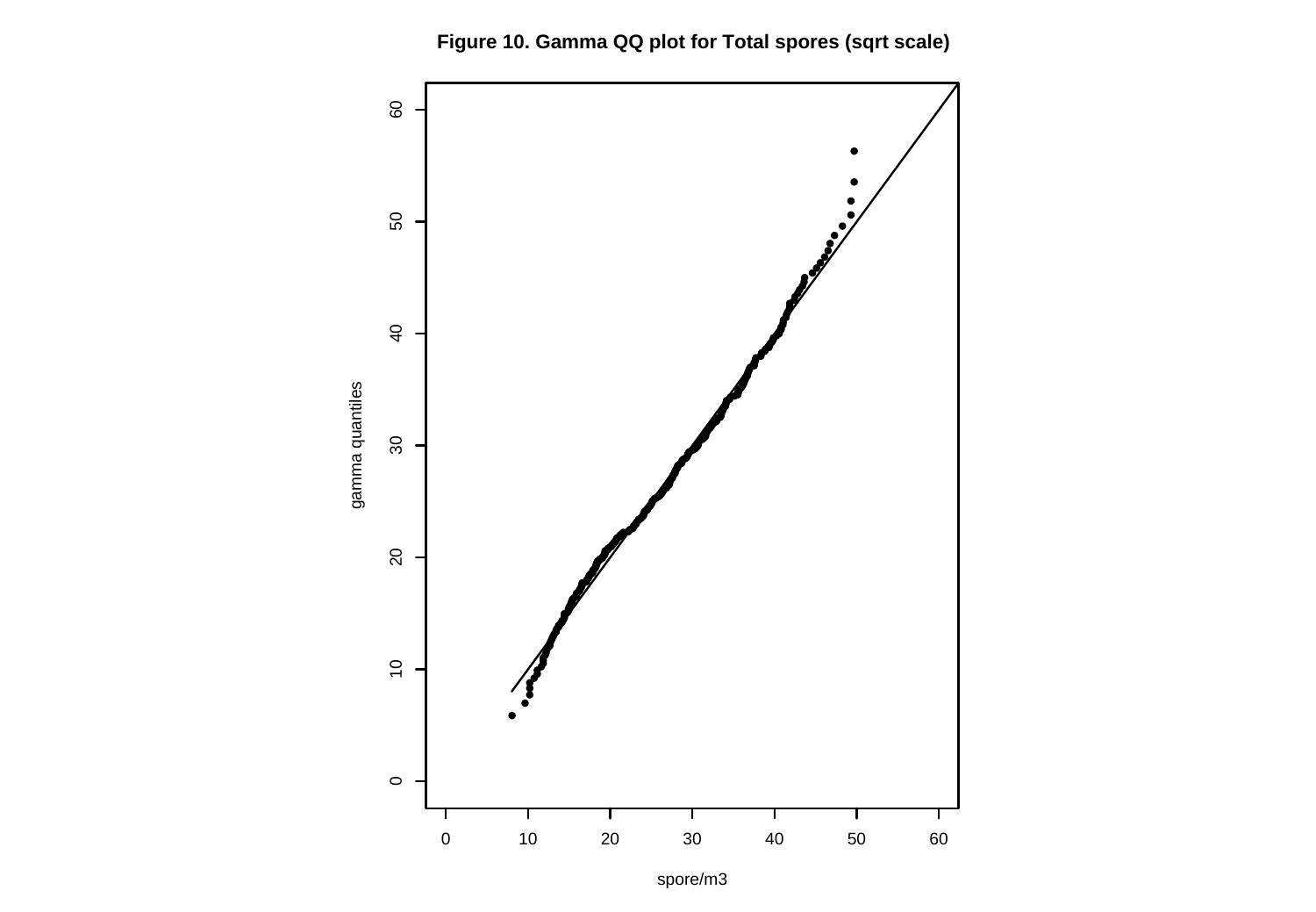**Figure 10. Gamma QQ plot for Total spores (sqrt scale)**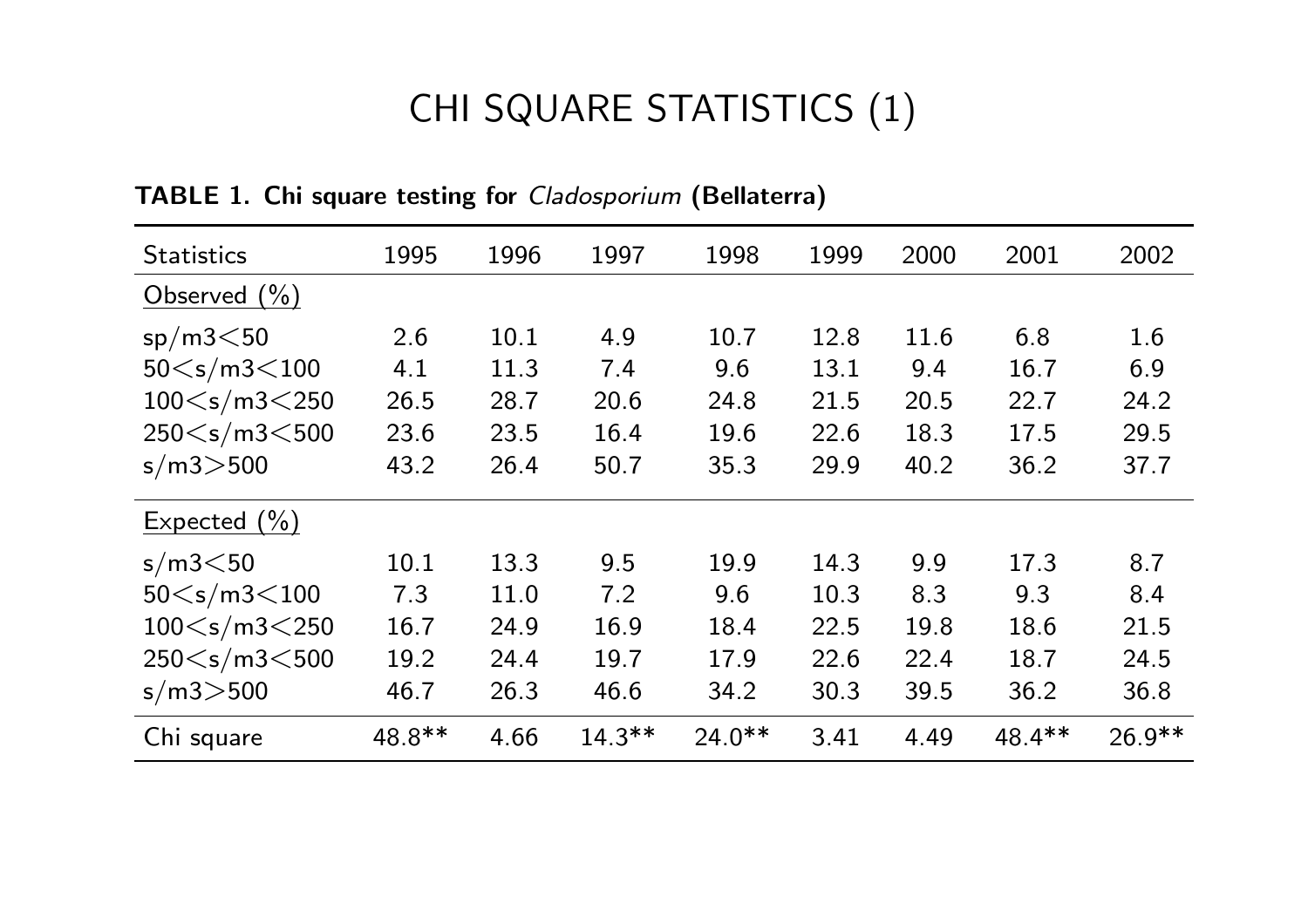# CHI SQUARE STATISTICS (1)

**TABLE 1. Chi square testing for *Cladosporium* (Bellaterra)**

| Statistics | 1995 | 1996 | 1997 | 1998 | 1999 | 2000 | 2001 | 2002 |
|---|---|---|---|---|---|---|---|---|
| Observed (%) | | | | | | | | |
| sp/m3<50 | 2.6 | 10.1 | 4.9 | 10.7 | 12.8 | 11.6 | 6.8 | 1.6 |
| 50<s/m3<100 | 4.1 | 11.3 | 7.4 | 9.6 | 13.1 | 9.4 | 16.7 | 6.9 |
| 100<s/m3<250 | 26.5 | 28.7 | 20.6 | 24.8 | 21.5 | 20.5 | 22.7 | 24.2 |
| 250<s/m3<500 | 23.6 | 23.5 | 16.4 | 19.6 | 22.6 | 18.3 | 17.5 | 29.5 |
| s/m3>500 | 43.2 | 26.4 | 50.7 | 35.3 | 29.9 | 40.2 | 36.2 | 37.7 |
| Expected (%) | | | | | | | | |
| s/m3<50 | 10.1 | 13.3 | 9.5 | 19.9 | 14.3 | 9.9 | 17.3 | 8.7 |
| 50<s/m3<100 | 7.3 | 11.0 | 7.2 | 9.6 | 10.3 | 8.3 | 9.3 | 8.4 |
| 100<s/m3<250 | 16.7 | 24.9 | 16.9 | 18.4 | 22.5 | 19.8 | 18.6 | 21.5 |
| 250<s/m3<500 | 19.2 | 24.4 | 19.7 | 17.9 | 22.6 | 22.4 | 18.7 | 24.5 |
| s/m3>500 | 46.7 | 26.3 | 46.6 | 34.2 | 30.3 | 39.5 | 36.2 | 36.8 |
| Chi square | 48.8** | 4.66 | 14.3** | 24.0** | 3.41 | 4.49 | 48.4** | 26.9** |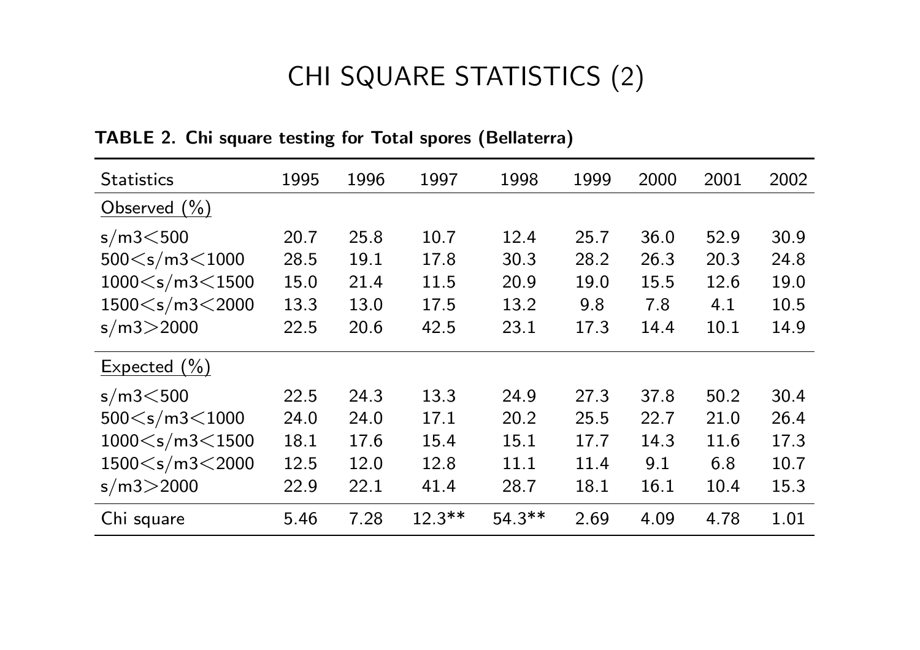# CHI SQUARE STATISTICS (2)

**TABLE 2. Chi square testing for Total spores (Bellaterra)**

| Statistics | 1995 | 1996 | 1997 | 1998 | 1999 | 2000 | 2001 | 2002 |
|---|---|---|---|---|---|---|---|---|
| Observed (%) | | | | | | | | |
| s/m3<500 | 20.7 | 25.8 | 10.7 | 12.4 | 25.7 | 36.0 | 52.9 | 30.9 |
| 500<s/m3<1000 | 28.5 | 19.1 | 17.8 | 30.3 | 28.2 | 26.3 | 20.3 | 24.8 |
| 1000<s/m3<1500 | 15.0 | 21.4 | 11.5 | 20.9 | 19.0 | 15.5 | 12.6 | 19.0 |
| 1500<s/m3<2000 | 13.3 | 13.0 | 17.5 | 13.2 | 9.8 | 7.8 | 4.1 | 10.5 |
| s/m3>2000 | 22.5 | 20.6 | 42.5 | 23.1 | 17.3 | 14.4 | 10.1 | 14.9 |
| Expected (%) | | | | | | | | |
| s/m3<500 | 22.5 | 24.3 | 13.3 | 24.9 | 27.3 | 37.8 | 50.2 | 30.4 |
| 500<s/m3<1000 | 24.0 | 24.0 | 17.1 | 20.2 | 25.5 | 22.7 | 21.0 | 26.4 |
| 1000<s/m3<1500 | 18.1 | 17.6 | 15.4 | 15.1 | 17.7 | 14.3 | 11.6 | 17.3 |
| 1500<s/m3<2000 | 12.5 | 12.0 | 12.8 | 11.1 | 11.4 | 9.1 | 6.8 | 10.7 |
| s/m3>2000 | 22.9 | 22.1 | 41.4 | 28.7 | 18.1 | 16.1 | 10.4 | 15.3 |
| Chi square | 5.46 | 7.28 | 12.3** | 54.3** | 2.69 | 4.09 | 4.78 | 1.01 |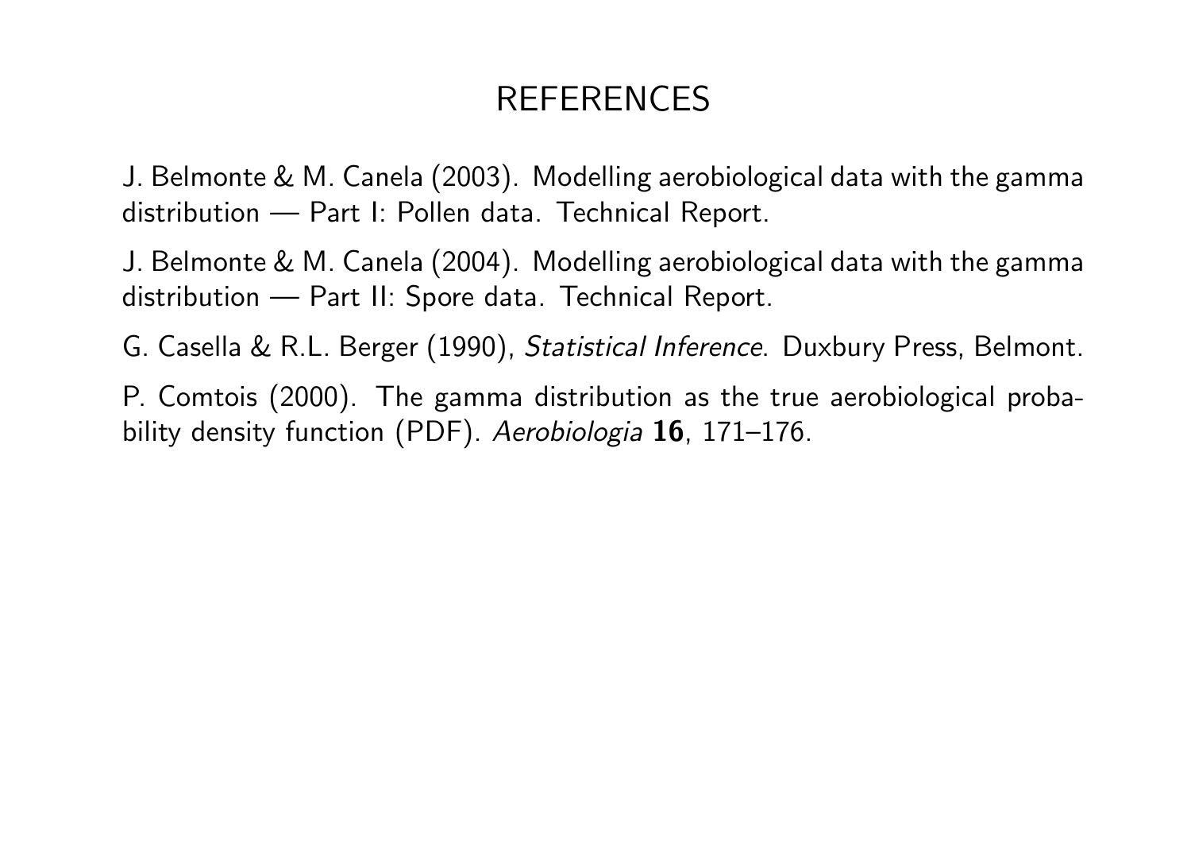# REFERENCES

J. Belmonte & M. Canela (2003). Modelling aerobiological data with the gamma distribution — Part I: Pollen data. Technical Report.

J. Belmonte & M. Canela (2004). Modelling aerobiological data with the gamma distribution — Part II: Spore data. Technical Report.

G. Casella & R.L. Berger (1990), *Statistical Inference*. Duxbury Press, Belmont.

P. Comtois (2000). The gamma distribution as the true aerobiological probability density function (PDF). *Aerobiologia* **16**, 171–176.